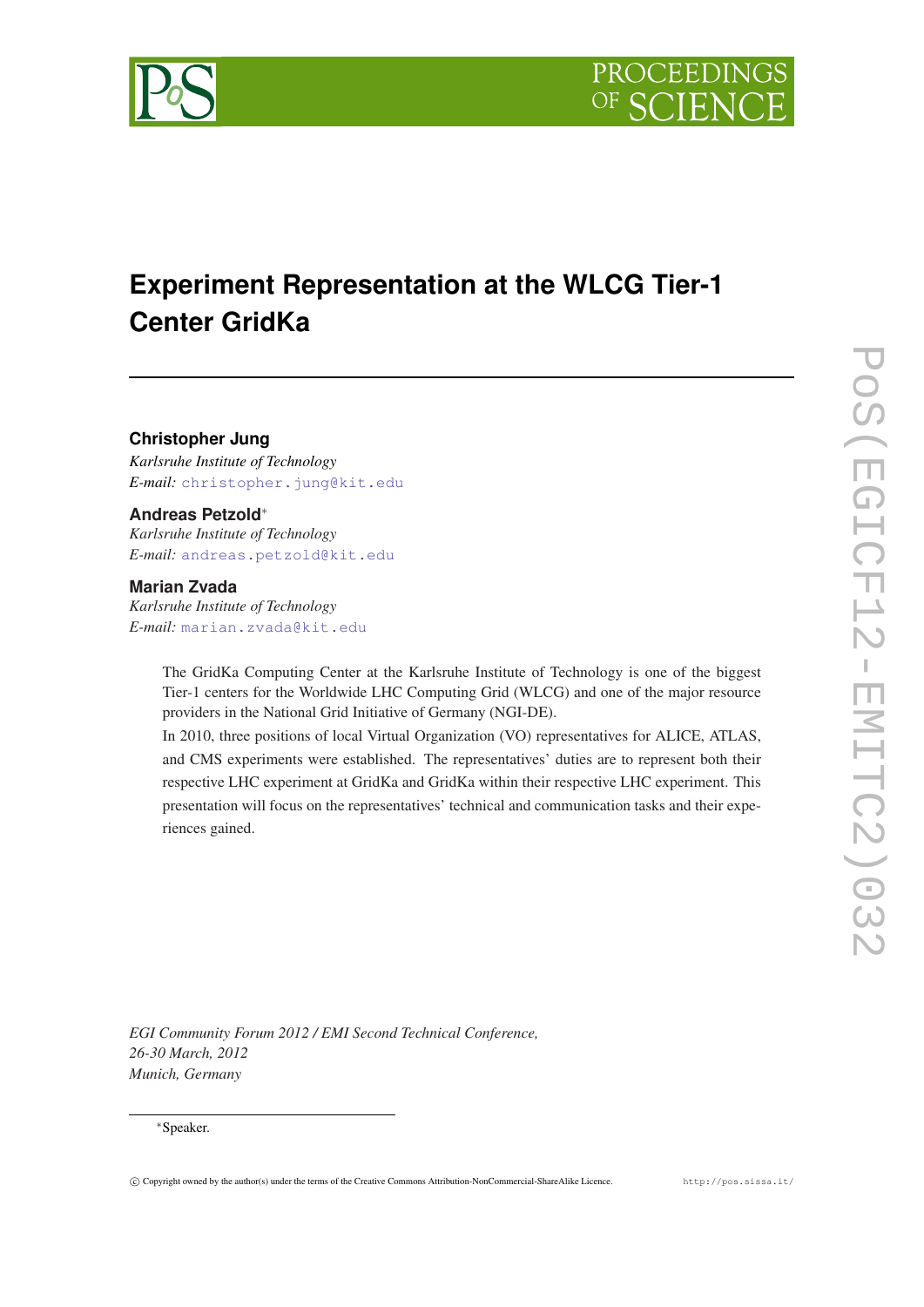# Experiment Representation at the WLCG Tier-1 Center GridKa

**Christopher Jung**
*Karlsruhe Institute of Technology*
*E-mail:* christopher.jung@kit.edu

**Andreas Petzold***
*Karlsruhe Institute of Technology*
*E-mail:* andreas.petzold@kit.edu

**Marian Zvada**
*Karlsruhe Institute of Technology*
*E-mail:* marian.zvada@kit.edu

The GridKa Computing Center at the Karlsruhe Institute of Technology is one of the biggest Tier-1 centers for the Worldwide LHC Computing Grid (WLCG) and one of the major resource providers in the National Grid Initiative of Germany (NGI-DE).

In 2010, three positions of local Virtual Organization (VO) representatives for ALICE, ATLAS, and CMS experiments were established. The representatives' duties are to represent both their respective LHC experiment at GridKa and GridKa within their respective LHC experiment. This presentation will focus on the representatives' technical and communication tasks and their experiences gained.

*EGI Community Forum 2012 / EMI Second Technical Conference,*
*26-30 March, 2012*
*Munich, Germany*

*Speaker.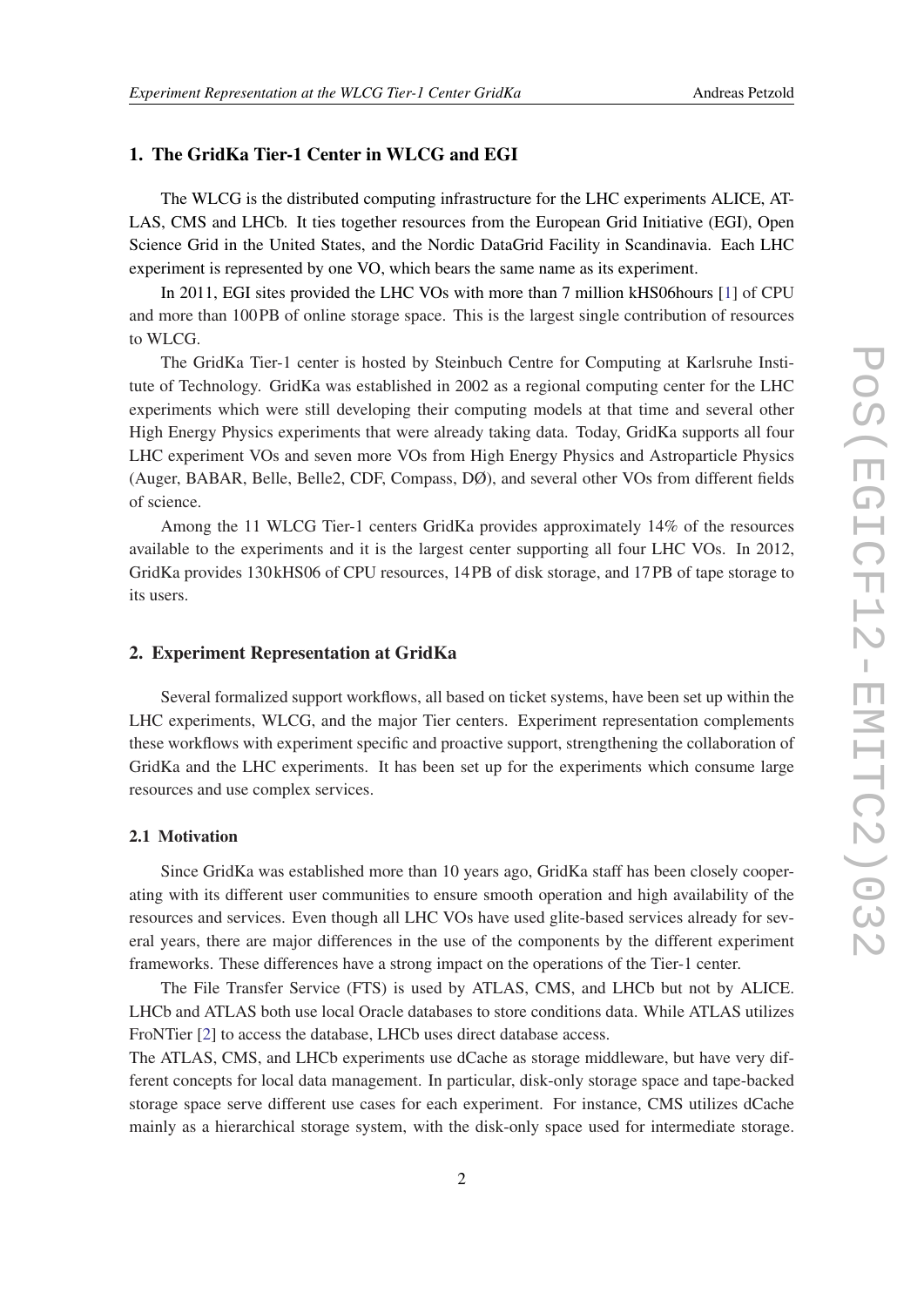## 1. The GridKa Tier-1 Center in WLCG and EGI

The WLCG is the distributed computing infrastructure for the LHC experiments ALICE, ATLAS, CMS and LHCb. It ties together resources from the European Grid Initiative (EGI), Open Science Grid in the United States, and the Nordic DataGrid Facility in Scandinavia. Each LHC experiment is represented by one VO, which bears the same name as its experiment.

In 2011, EGI sites provided the LHC VOs with more than 7 million kHS06hours [1] of CPU and more than 100 PB of online storage space. This is the largest single contribution of resources to WLCG.

The GridKa Tier-1 center is hosted by Steinbuch Centre for Computing at Karlsruhe Institute of Technology. GridKa was established in 2002 as a regional computing center for the LHC experiments which were still developing their computing models at that time and several other High Energy Physics experiments that were already taking data. Today, GridKa supports all four LHC experiment VOs and seven more VOs from High Energy Physics and Astroparticle Physics (Auger, BABAR, Belle, Belle2, CDF, Compass, DØ), and several other VOs from different fields of science.

Among the 11 WLCG Tier-1 centers GridKa provides approximately 14% of the resources available to the experiments and it is the largest center supporting all four LHC VOs. In 2012, GridKa provides 130 kHS06 of CPU resources, 14 PB of disk storage, and 17 PB of tape storage to its users.

## 2. Experiment Representation at GridKa

Several formalized support workflows, all based on ticket systems, have been set up within the LHC experiments, WLCG, and the major Tier centers. Experiment representation complements these workflows with experiment specific and proactive support, strengthening the collaboration of GridKa and the LHC experiments. It has been set up for the experiments which consume large resources and use complex services.

### 2.1 Motivation

Since GridKa was established more than 10 years ago, GridKa staff has been closely cooperating with its different user communities to ensure smooth operation and high availability of the resources and services. Even though all LHC VOs have used glite-based services already for several years, there are major differences in the use of the components by the different experiment frameworks. These differences have a strong impact on the operations of the Tier-1 center.

The File Transfer Service (FTS) is used by ATLAS, CMS, and LHCb but not by ALICE. LHCb and ATLAS both use local Oracle databases to store conditions data. While ATLAS utilizes FroNTier [2] to access the database, LHCb uses direct database access.

The ATLAS, CMS, and LHCb experiments use dCache as storage middleware, but have very different concepts for local data management. In particular, disk-only storage space and tape-backed storage space serve different use cases for each experiment. For instance, CMS utilizes dCache mainly as a hierarchical storage system, with the disk-only space used for intermediate storage.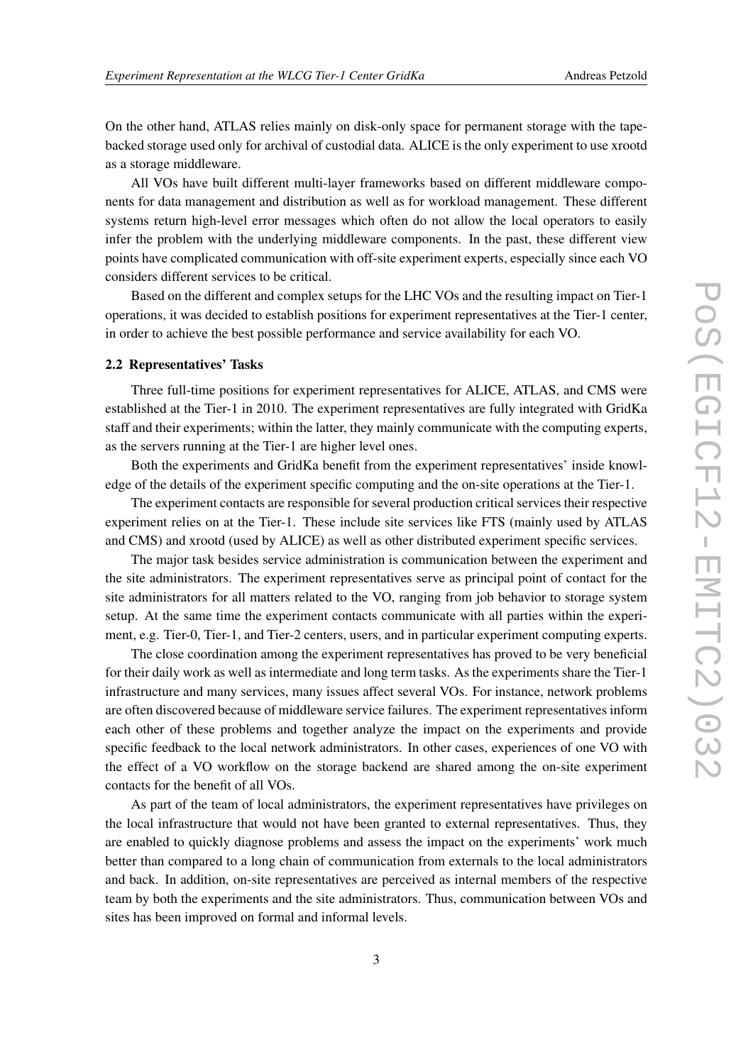On the other hand, ATLAS relies mainly on disk-only space for permanent storage with the tape-backed storage used only for archival of custodial data. ALICE is the only experiment to use xrootd as a storage middleware.

All VOs have built different multi-layer frameworks based on different middleware components for data management and distribution as well as for workload management. These different systems return high-level error messages which often do not allow the local operators to easily infer the problem with the underlying middleware components. In the past, these different view points have complicated communication with off-site experiment experts, especially since each VO considers different services to be critical.

Based on the different and complex setups for the LHC VOs and the resulting impact on Tier-1 operations, it was decided to establish positions for experiment representatives at the Tier-1 center, in order to achieve the best possible performance and service availability for each VO.

### 2.2 Representatives' Tasks

Three full-time positions for experiment representatives for ALICE, ATLAS, and CMS were established at the Tier-1 in 2010. The experiment representatives are fully integrated with GridKa staff and their experiments; within the latter, they mainly communicate with the computing experts, as the servers running at the Tier-1 are higher level ones.

Both the experiments and GridKa benefit from the experiment representatives' inside knowledge of the details of the experiment specific computing and the on-site operations at the Tier-1.

The experiment contacts are responsible for several production critical services their respective experiment relies on at the Tier-1. These include site services like FTS (mainly used by ATLAS and CMS) and xrootd (used by ALICE) as well as other distributed experiment specific services.

The major task besides service administration is communication between the experiment and the site administrators. The experiment representatives serve as principal point of contact for the site administrators for all matters related to the VO, ranging from job behavior to storage system setup. At the same time the experiment contacts communicate with all parties within the experiment, e.g. Tier-0, Tier-1, and Tier-2 centers, users, and in particular experiment computing experts.

The close coordination among the experiment representatives has proved to be very beneficial for their daily work as well as intermediate and long term tasks. As the experiments share the Tier-1 infrastructure and many services, many issues affect several VOs. For instance, network problems are often discovered because of middleware service failures. The experiment representatives inform each other of these problems and together analyze the impact on the experiments and provide specific feedback to the local network administrators. In other cases, experiences of one VO with the effect of a VO workflow on the storage backend are shared among the on-site experiment contacts for the benefit of all VOs.

As part of the team of local administrators, the experiment representatives have privileges on the local infrastructure that would not have been granted to external representatives. Thus, they are enabled to quickly diagnose problems and assess the impact on the experiments' work much better than compared to a long chain of communication from externals to the local administrators and back. In addition, on-site representatives are perceived as internal members of the respective team by both the experiments and the site administrators. Thus, communication between VOs and sites has been improved on formal and informal levels.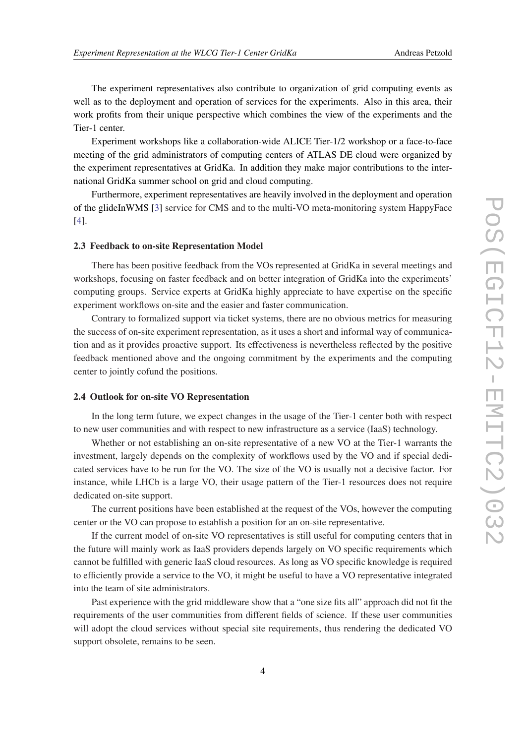The experiment representatives also contribute to organization of grid computing events as well as to the deployment and operation of services for the experiments. Also in this area, their work profits from their unique perspective which combines the view of the experiments and the Tier-1 center.

Experiment workshops like a collaboration-wide ALICE Tier-1/2 workshop or a face-to-face meeting of the grid administrators of computing centers of ATLAS DE cloud were organized by the experiment representatives at GridKa. In addition they make major contributions to the international GridKa summer school on grid and cloud computing.

Furthermore, experiment representatives are heavily involved in the deployment and operation of the glideInWMS [3] service for CMS and to the multi-VO meta-monitoring system HappyFace [4].

### 2.3 Feedback to on-site Representation Model

There has been positive feedback from the VOs represented at GridKa in several meetings and workshops, focusing on faster feedback and on better integration of GridKa into the experiments' computing groups. Service experts at GridKa highly appreciate to have expertise on the specific experiment workflows on-site and the easier and faster communication.

Contrary to formalized support via ticket systems, there are no obvious metrics for measuring the success of on-site experiment representation, as it uses a short and informal way of communication and as it provides proactive support. Its effectiveness is nevertheless reflected by the positive feedback mentioned above and the ongoing commitment by the experiments and the computing center to jointly cofund the positions.

### 2.4 Outlook for on-site VO Representation

In the long term future, we expect changes in the usage of the Tier-1 center both with respect to new user communities and with respect to new infrastructure as a service (IaaS) technology.

Whether or not establishing an on-site representative of a new VO at the Tier-1 warrants the investment, largely depends on the complexity of workflows used by the VO and if special dedicated services have to be run for the VO. The size of the VO is usually not a decisive factor. For instance, while LHCb is a large VO, their usage pattern of the Tier-1 resources does not require dedicated on-site support.

The current positions have been established at the request of the VOs, however the computing center or the VO can propose to establish a position for an on-site representative.

If the current model of on-site VO representatives is still useful for computing centers that in the future will mainly work as IaaS providers depends largely on VO specific requirements which cannot be fulfilled with generic IaaS cloud resources. As long as VO specific knowledge is required to efficiently provide a service to the VO, it might be useful to have a VO representative integrated into the team of site administrators.

Past experience with the grid middleware show that a "one size fits all" approach did not fit the requirements of the user communities from different fields of science. If these user communities will adopt the cloud services without special site requirements, thus rendering the dedicated VO support obsolete, remains to be seen.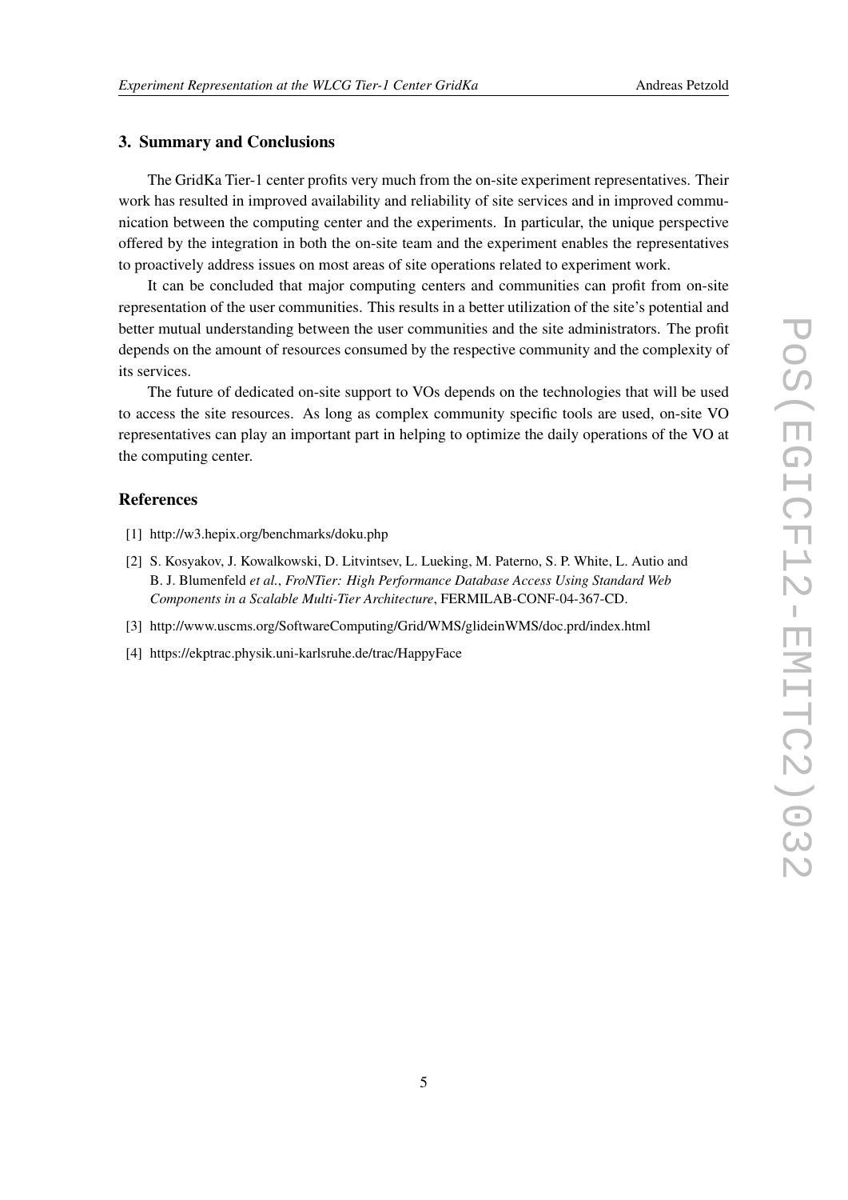## 3. Summary and Conclusions

The GridKa Tier-1 center profits very much from the on-site experiment representatives. Their work has resulted in improved availability and reliability of site services and in improved communication between the computing center and the experiments. In particular, the unique perspective offered by the integration in both the on-site team and the experiment enables the representatives to proactively address issues on most areas of site operations related to experiment work.

It can be concluded that major computing centers and communities can profit from on-site representation of the user communities. This results in a better utilization of the site's potential and better mutual understanding between the user communities and the site administrators. The profit depends on the amount of resources consumed by the respective community and the complexity of its services.

The future of dedicated on-site support to VOs depends on the technologies that will be used to access the site resources. As long as complex community specific tools are used, on-site VO representatives can play an important part in helping to optimize the daily operations of the VO at the computing center.

## References

[1] http://w3.hepix.org/benchmarks/doku.php

[2] S. Kosyakov, J. Kowalkowski, D. Litvintsev, L. Lueking, M. Paterno, S. P. White, L. Autio and B. J. Blumenfeld *et al.*, *FroNTier: High Performance Database Access Using Standard Web Components in a Scalable Multi-Tier Architecture*, FERMILAB-CONF-04-367-CD.

[3] http://www.uscms.org/SoftwareComputing/Grid/WMS/glideinWMS/doc.prd/index.html

[4] https://ekptrac.physik.uni-karlsruhe.de/trac/HappyFace